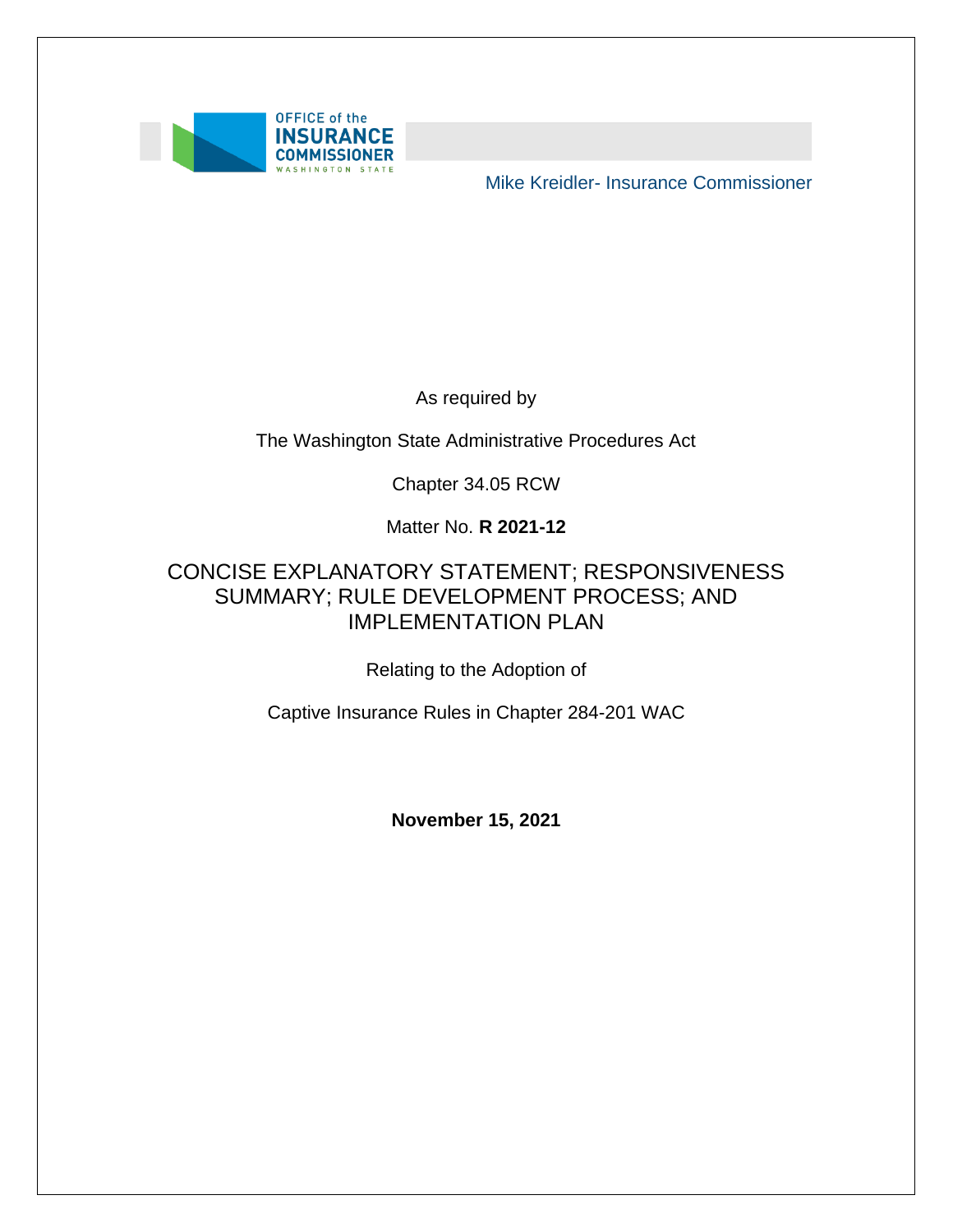OFFICE of the INSURANCE COMMISSIONER WASHINGTON STATE

Mike Kreidler- Insurance Commissioner

As required by

The Washington State Administrative Procedures Act

Chapter 34.05 RCW

Matter No. **R 2021-12**

# CONCISE EXPLANATORY STATEMENT; RESPONSIVENESS SUMMARY; RULE DEVELOPMENT PROCESS; AND IMPLEMENTATION PLAN

Relating to the Adoption of

Captive Insurance Rules in Chapter 284-201 WAC

**November 15, 2021**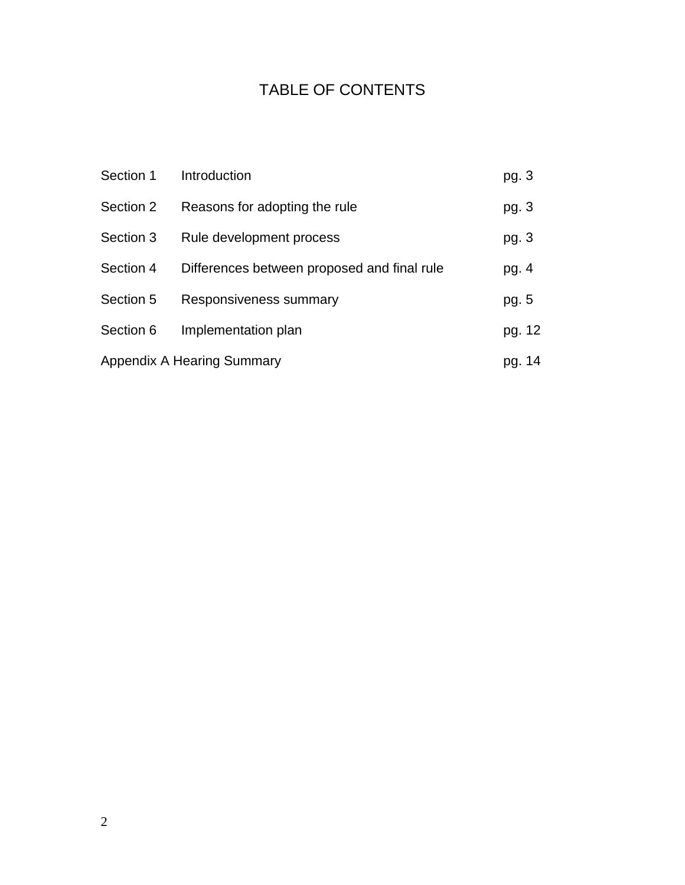# TABLE OF CONTENTS

| | | |
|---|---|---|
| Section 1 | Introduction | pg. 3 |
| Section 2 | Reasons for adopting the rule | pg. 3 |
| Section 3 | Rule development process | pg. 3 |
| Section 4 | Differences between proposed and final rule | pg. 4 |
| Section 5 | Responsiveness summary | pg. 5 |
| Section 6 | Implementation plan | pg. 12 |
| Appendix A | Hearing Summary | pg. 14 |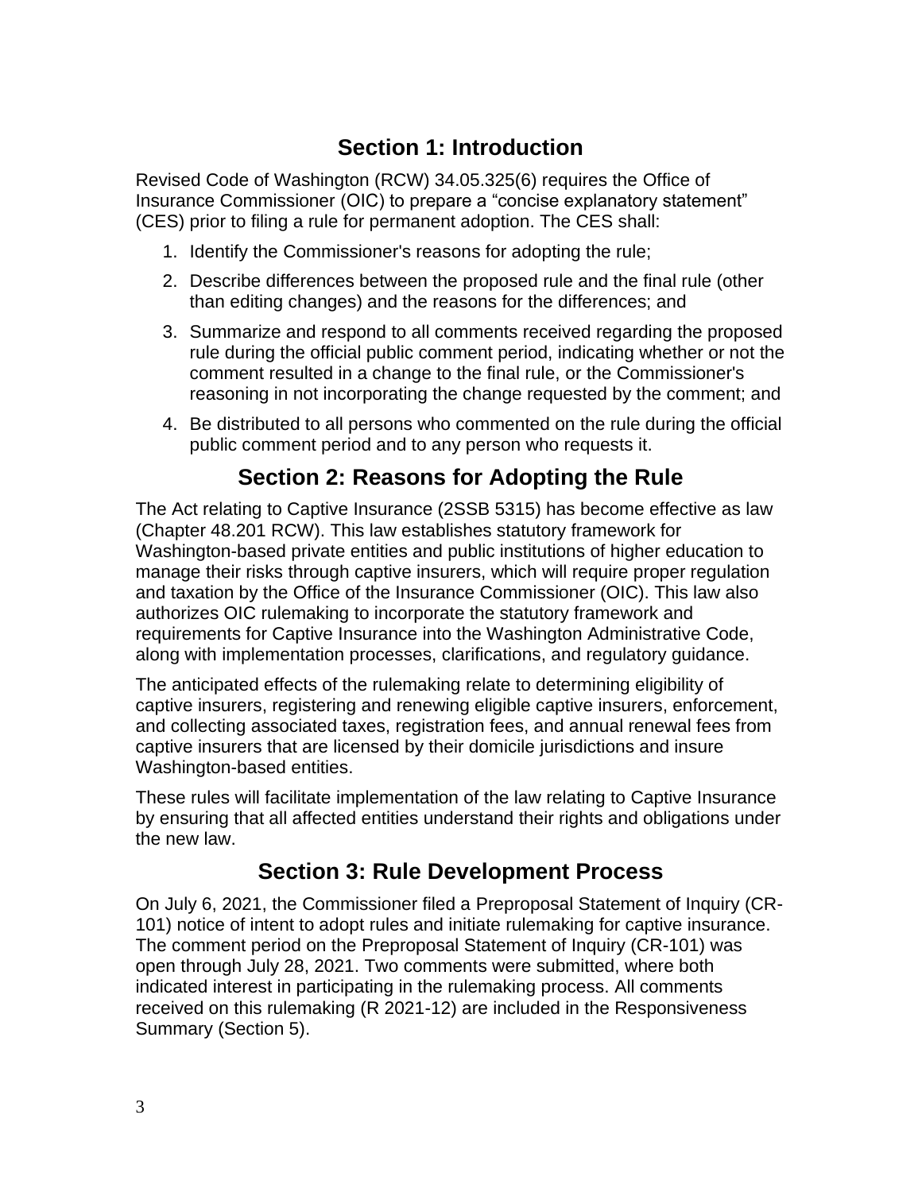## Section 1: Introduction

Revised Code of Washington (RCW) 34.05.325(6) requires the Office of Insurance Commissioner (OIC) to prepare a "concise explanatory statement" (CES) prior to filing a rule for permanent adoption. The CES shall:

1. Identify the Commissioner's reasons for adopting the rule;
2. Describe differences between the proposed rule and the final rule (other than editing changes) and the reasons for the differences; and
3. Summarize and respond to all comments received regarding the proposed rule during the official public comment period, indicating whether or not the comment resulted in a change to the final rule, or the Commissioner's reasoning in not incorporating the change requested by the comment; and
4. Be distributed to all persons who commented on the rule during the official public comment period and to any person who requests it.

## Section 2: Reasons for Adopting the Rule

The Act relating to Captive Insurance (2SSB 5315) has become effective as law (Chapter 48.201 RCW). This law establishes statutory framework for Washington-based private entities and public institutions of higher education to manage their risks through captive insurers, which will require proper regulation and taxation by the Office of the Insurance Commissioner (OIC). This law also authorizes OIC rulemaking to incorporate the statutory framework and requirements for Captive Insurance into the Washington Administrative Code, along with implementation processes, clarifications, and regulatory guidance.

The anticipated effects of the rulemaking relate to determining eligibility of captive insurers, registering and renewing eligible captive insurers, enforcement, and collecting associated taxes, registration fees, and annual renewal fees from captive insurers that are licensed by their domicile jurisdictions and insure Washington-based entities.

These rules will facilitate implementation of the law relating to Captive Insurance by ensuring that all affected entities understand their rights and obligations under the new law.

## Section 3: Rule Development Process

On July 6, 2021, the Commissioner filed a Preproposal Statement of Inquiry (CR-101) notice of intent to adopt rules and initiate rulemaking for captive insurance. The comment period on the Preproposal Statement of Inquiry (CR-101) was open through July 28, 2021. Two comments were submitted, where both indicated interest in participating in the rulemaking process. All comments received on this rulemaking (R 2021-12) are included in the Responsiveness Summary (Section 5).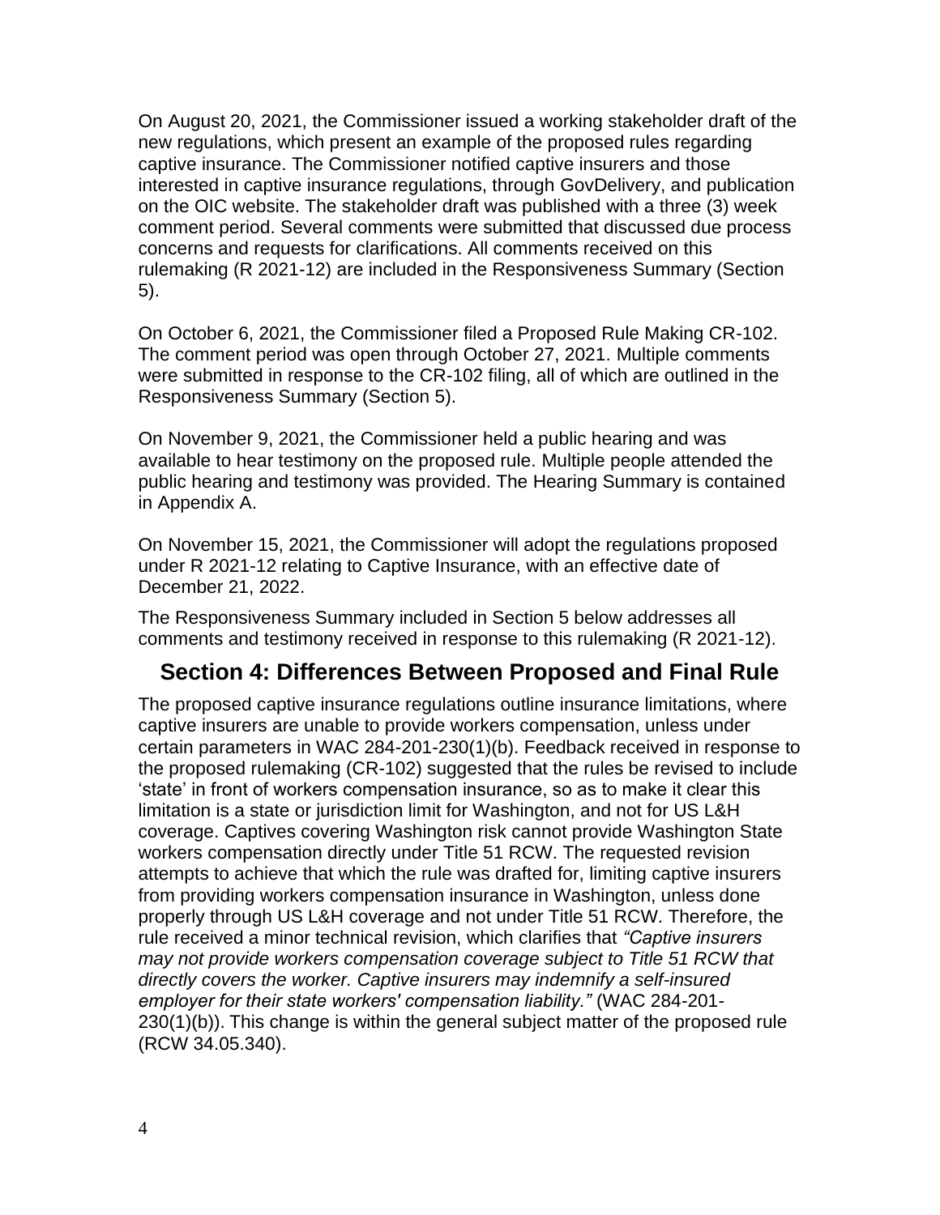On August 20, 2021, the Commissioner issued a working stakeholder draft of the new regulations, which present an example of the proposed rules regarding captive insurance. The Commissioner notified captive insurers and those interested in captive insurance regulations, through GovDelivery, and publication on the OIC website. The stakeholder draft was published with a three (3) week comment period. Several comments were submitted that discussed due process concerns and requests for clarifications. All comments received on this rulemaking (R 2021-12) are included in the Responsiveness Summary (Section 5).

On October 6, 2021, the Commissioner filed a Proposed Rule Making CR-102. The comment period was open through October 27, 2021. Multiple comments were submitted in response to the CR-102 filing, all of which are outlined in the Responsiveness Summary (Section 5).

On November 9, 2021, the Commissioner held a public hearing and was available to hear testimony on the proposed rule. Multiple people attended the public hearing and testimony was provided. The Hearing Summary is contained in Appendix A.

On November 15, 2021, the Commissioner will adopt the regulations proposed under R 2021-12 relating to Captive Insurance, with an effective date of December 21, 2022.

The Responsiveness Summary included in Section 5 below addresses all comments and testimony received in response to this rulemaking (R 2021-12).

## Section 4: Differences Between Proposed and Final Rule

The proposed captive insurance regulations outline insurance limitations, where captive insurers are unable to provide workers compensation, unless under certain parameters in WAC 284-201-230(1)(b). Feedback received in response to the proposed rulemaking (CR-102) suggested that the rules be revised to include 'state' in front of workers compensation insurance, so as to make it clear this limitation is a state or jurisdiction limit for Washington, and not for US L&H coverage. Captives covering Washington risk cannot provide Washington State workers compensation directly under Title 51 RCW. The requested revision attempts to achieve that which the rule was drafted for, limiting captive insurers from providing workers compensation insurance in Washington, unless done properly through US L&H coverage and not under Title 51 RCW. Therefore, the rule received a minor technical revision, which clarifies that *"Captive insurers may not provide workers compensation coverage subject to Title 51 RCW that directly covers the worker. Captive insurers may indemnify a self-insured employer for their state workers' compensation liability."* (WAC 284-201-230(1)(b)). This change is within the general subject matter of the proposed rule (RCW 34.05.340).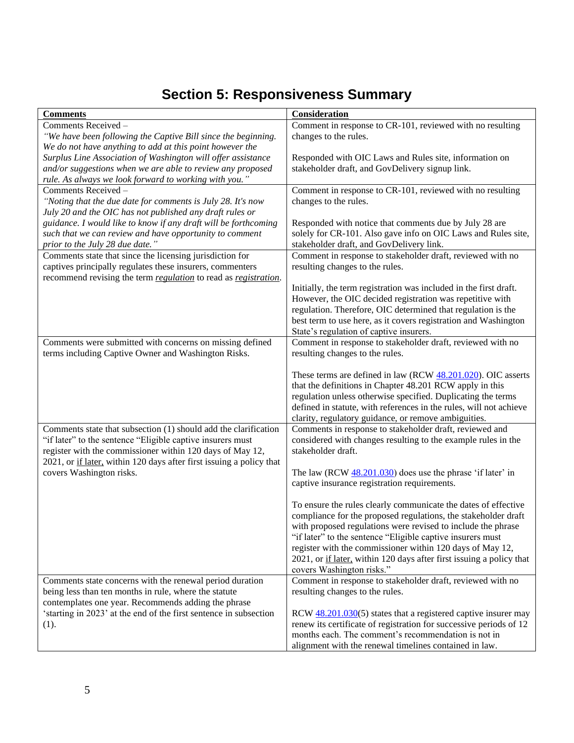# Section 5: Responsiveness Summary

| Comments | Consideration |
|---|---|
| Comments Received – *"We have been following the Captive Bill since the beginning. We do not have anything to add at this point however the Surplus Line Association of Washington will offer assistance and/or suggestions when we are able to review any proposed rule. As always we look forward to working with you."* | Comment in response to CR-101, reviewed with no resulting changes to the rules.<br><br>Responded with OIC Laws and Rules site, information on stakeholder draft, and GovDelivery signup link. |
| Comments Received – *"Noting that the due date for comments is July 28. It's now July 20 and the OIC has not published any draft rules or guidance. I would like to know if any draft will be forthcoming such that we can review and have opportunity to comment prior to the July 28 due date."* | Comment in response to CR-101, reviewed with no resulting changes to the rules.<br><br>Responded with notice that comments due by July 28 are solely for CR-101. Also gave info on OIC Laws and Rules site, stakeholder draft, and GovDelivery link. |
| Comments state that since the licensing jurisdiction for captives principally regulates these insurers, commenters recommend revising the term ***regulation*** to read as ***registration***. | Comment in response to stakeholder draft, reviewed with no resulting changes to the rules.<br><br>Initially, the term registration was included in the first draft. However, the OIC decided registration was repetitive with regulation. Therefore, OIC determined that regulation is the best term to use here, as it covers registration and Washington State's regulation of captive insurers. |
| Comments were submitted with concerns on missing defined terms including Captive Owner and Washington Risks. | Comment in response to stakeholder draft, reviewed with no resulting changes to the rules.<br><br>These terms are defined in law (RCW 48.201.020). OIC asserts that the definitions in Chapter 48.201 RCW apply in this regulation unless otherwise specified. Duplicating the terms defined in statute, with references in the rules, will not achieve clarity, regulatory guidance, or remove ambiguities. |
| Comments state that subsection (1) should add the clarification "if later" to the sentence "Eligible captive insurers must register with the commissioner within 120 days of May 12, 2021, or if later, within 120 days after first issuing a policy that covers Washington risks. | Comments in response to stakeholder draft, reviewed and considered with changes resulting to the example rules in the stakeholder draft.<br><br>The law (RCW 48.201.030) does use the phrase 'if later' in captive insurance registration requirements.<br><br>To ensure the rules clearly communicate the dates of effective compliance for the proposed regulations, the stakeholder draft with proposed regulations were revised to include the phrase "if later" to the sentence "Eligible captive insurers must register with the commissioner within 120 days of May 12, 2021, or if later, within 120 days after first issuing a policy that covers Washington risks." |
| Comments state concerns with the renewal period duration being less than ten months in rule, where the statute contemplates one year. Recommends adding the phrase 'starting in 2023' at the end of the first sentence in subsection (1). | Comment in response to stakeholder draft, reviewed with no resulting changes to the rules.<br><br>RCW 48.201.030(5) states that a registered captive insurer may renew its certificate of registration for successive periods of 12 months each. The comment's recommendation is not in alignment with the renewal timelines contained in law. |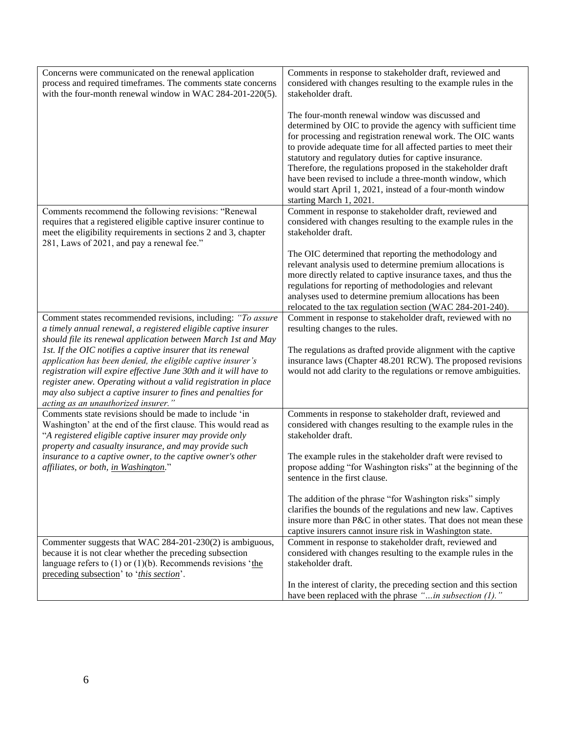| | |
|---|---|
| Concerns were communicated on the renewal application process and required timeframes. The comments state concerns with the four-month renewal window in WAC 284-201-220(5). | Comments in response to stakeholder draft, reviewed and considered with changes resulting to the example rules in the stakeholder draft.<br><br>The four-month renewal window was discussed and determined by OIC to provide the agency with sufficient time for processing and registration renewal work. The OIC wants to provide adequate time for all affected parties to meet their statutory and regulatory duties for captive insurance. Therefore, the regulations proposed in the stakeholder draft have been revised to include a three-month window, which would start April 1, 2021, instead of a four-month window starting March 1, 2021. |
| Comments recommend the following revisions: "Renewal requires that a registered eligible captive insurer continue to meet the eligibility requirements in sections 2 and 3, chapter 281, Laws of 2021, and pay a renewal fee." | Comment in response to stakeholder draft, reviewed and considered with changes resulting to the example rules in the stakeholder draft.<br><br>The OIC determined that reporting the methodology and relevant analysis used to determine premium allocations is more directly related to captive insurance taxes, and thus the regulations for reporting of methodologies and relevant analyses used to determine premium allocations has been relocated to the tax regulation section (WAC 284-201-240). |
| Comment states recommended revisions, including: *"To assure a timely annual renewal, a registered eligible captive insurer should file its renewal application between March 1st and May 1st. If the OIC notifies a captive insurer that its renewal application has been denied, the eligible captive insurer's registration will expire effective June 30th and it will have to register anew. Operating without a valid registration in place may also subject a captive insurer to fines and penalties for acting as an unauthorized insurer."* | Comment in response to stakeholder draft, reviewed with no resulting changes to the rules.<br><br>The regulations as drafted provide alignment with the captive insurance laws (Chapter 48.201 RCW). The proposed revisions would not add clarity to the regulations or remove ambiguities. |
| Comments state revisions should be made to include 'in Washington' at the end of the first clause. This would read as "*A registered eligible captive insurer may provide only property and casualty insurance, and may provide such insurance to a captive owner, to the captive owner's other affiliates, or both, <u>in Washington</u>.*" | Comments in response to stakeholder draft, reviewed and considered with changes resulting to the example rules in the stakeholder draft.<br><br>The example rules in the stakeholder draft were revised to propose adding "for Washington risks" at the beginning of the sentence in the first clause.<br><br>The addition of the phrase "for Washington risks" simply clarifies the bounds of the regulations and new law. Captives insure more than P&C in other states. That does not mean these captive insurers cannot insure risk in Washington state. |
| Commenter suggests that WAC 284-201-230(2) is ambiguous, because it is not clear whether the preceding subsection language refers to (1) or (1)(b). Recommends revisions '<u>the preceding subsection</u>' to '<u>*this section*</u>'. | Comment in response to stakeholder draft, reviewed and considered with changes resulting to the example rules in the stakeholder draft.<br><br>In the interest of clarity, the preceding section and this section have been replaced with the phrase *"...in subsection (1)."* |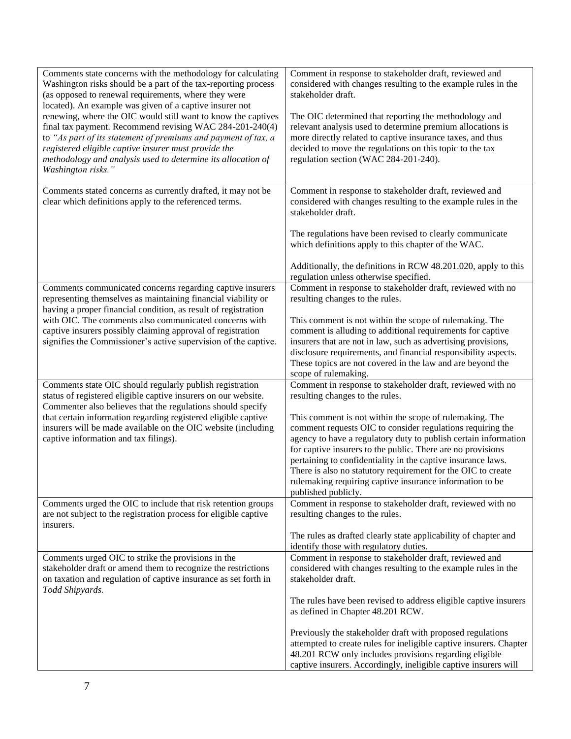| | |
|---|---|
| Comments state concerns with the methodology for calculating Washington risks should be a part of the tax-reporting process (as opposed to renewal requirements, where they were located). An example was given of a captive insurer not renewing, where the OIC would still want to know the captives final tax payment. Recommend revising WAC 284-201-240(4) to *"As part of its statement of premiums and payment of tax, a registered eligible captive insurer must provide the methodology and analysis used to determine its allocation of Washington risks."* | Comment in response to stakeholder draft, reviewed and considered with changes resulting to the example rules in the stakeholder draft.<br><br>The OIC determined that reporting the methodology and relevant analysis used to determine premium allocations is more directly related to captive insurance taxes, and thus decided to move the regulations on this topic to the tax regulation section (WAC 284-201-240). |
| Comments stated concerns as currently drafted, it may not be clear which definitions apply to the referenced terms. | Comment in response to stakeholder draft, reviewed and considered with changes resulting to the example rules in the stakeholder draft.<br><br>The regulations have been revised to clearly communicate which definitions apply to this chapter of the WAC.<br><br>Additionally, the definitions in RCW 48.201.020, apply to this regulation unless otherwise specified. |
| Comments communicated concerns regarding captive insurers representing themselves as maintaining financial viability or having a proper financial condition, as result of registration with OIC. The comments also communicated concerns with captive insurers possibly claiming approval of registration signifies the Commissioner's active supervision of the captive. | Comment in response to stakeholder draft, reviewed with no resulting changes to the rules.<br><br>This comment is not within the scope of rulemaking. The comment is alluding to additional requirements for captive insurers that are not in law, such as advertising provisions, disclosure requirements, and financial responsibility aspects. These topics are not covered in the law and are beyond the scope of rulemaking. |
| Comments state OIC should regularly publish registration status of registered eligible captive insurers on our website. Commenter also believes that the regulations should specify that certain information regarding registered eligible captive insurers will be made available on the OIC website (including captive information and tax filings). | Comment in response to stakeholder draft, reviewed with no resulting changes to the rules.<br><br>This comment is not within the scope of rulemaking. The comment requests OIC to consider regulations requiring the agency to have a regulatory duty to publish certain information for captive insurers to the public. There are no provisions pertaining to confidentiality in the captive insurance laws. There is also no statutory requirement for the OIC to create rulemaking requiring captive insurance information to be published publicly. |
| Comments urged the OIC to include that risk retention groups are not subject to the registration process for eligible captive insurers. | Comment in response to stakeholder draft, reviewed with no resulting changes to the rules.<br><br>The rules as drafted clearly state applicability of chapter and identify those with regulatory duties. |
| Comments urged OIC to strike the provisions in the stakeholder draft or amend them to recognize the restrictions on taxation and regulation of captive insurance as set forth in *Todd Shipyards.* | Comment in response to stakeholder draft, reviewed and considered with changes resulting to the example rules in the stakeholder draft.<br><br>The rules have been revised to address eligible captive insurers as defined in Chapter 48.201 RCW.<br><br>Previously the stakeholder draft with proposed regulations attempted to create rules for ineligible captive insurers. Chapter 48.201 RCW only includes provisions regarding eligible captive insurers. Accordingly, ineligible captive insurers will |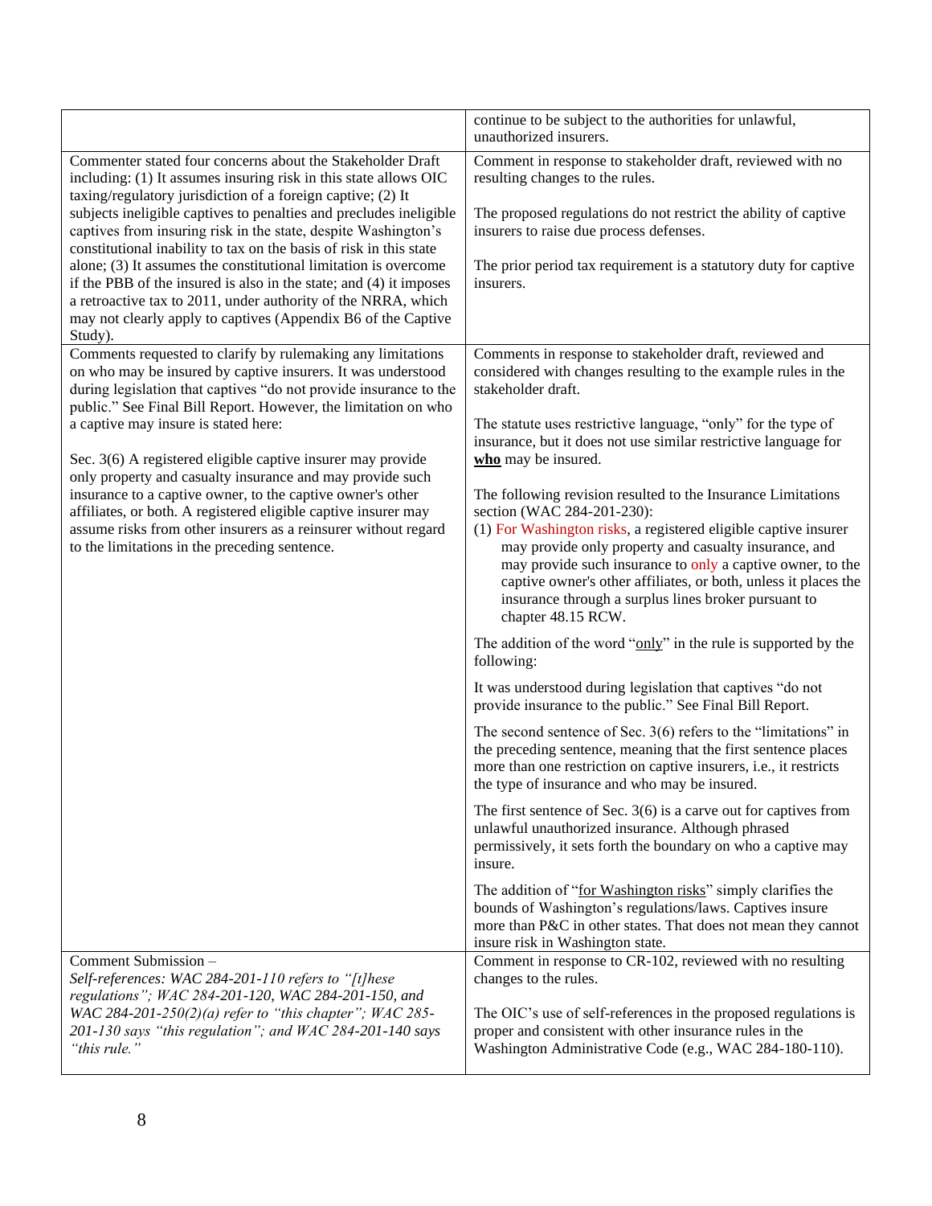| | |
|---|---|
| | continue to be subject to the authorities for unlawful, unauthorized insurers. |
| Commenter stated four concerns about the Stakeholder Draft including: (1) It assumes insuring risk in this state allows OIC taxing/regulatory jurisdiction of a foreign captive; (2) It subjects ineligible captives to penalties and precludes ineligible captives from insuring risk in the state, despite Washington's constitutional inability to tax on the basis of risk in this state alone; (3) It assumes the constitutional limitation is overcome if the PBB of the insured is also in the state; and (4) it imposes a retroactive tax to 2011, under authority of the NRRA, which may not clearly apply to captives (Appendix B6 of the Captive Study). | Comment in response to stakeholder draft, reviewed with no resulting changes to the rules.<br><br>The proposed regulations do not restrict the ability of captive insurers to raise due process defenses.<br><br>The prior period tax requirement is a statutory duty for captive insurers. |
| Comments requested to clarify by rulemaking any limitations on who may be insured by captive insurers. It was understood during legislation that captives "do not provide insurance to the public." See Final Bill Report. However, the limitation on who a captive may insure is stated here:<br><br>Sec. 3(6) A registered eligible captive insurer may provide only property and casualty insurance and may provide such insurance to a captive owner, to the captive owner's other affiliates, or both. A registered eligible captive insurer may assume risks from other insurers as a reinsurer without regard to the limitations in the preceding sentence. | Comments in response to stakeholder draft, reviewed and considered with changes resulting to the example rules in the stakeholder draft.<br><br>The statute uses restrictive language, "only" for the type of insurance, but it does not use similar restrictive language for **<u>who</u>** may be insured.<br><br>The following revision resulted to the Insurance Limitations section (WAC 284-201-230):<br>(1) For Washington risks, a registered eligible captive insurer may provide only property and casualty insurance, and may provide such insurance to only a captive owner, to the captive owner's other affiliates, or both, unless it places the insurance through a surplus lines broker pursuant to chapter 48.15 RCW.<br><br>The addition of the word "<u>only</u>" in the rule is supported by the following:<br><br>It was understood during legislation that captives "do not provide insurance to the public." See Final Bill Report.<br><br>The second sentence of Sec. 3(6) refers to the "limitations" in the preceding sentence, meaning that the first sentence places more than one restriction on captive insurers, i.e., it restricts the type of insurance and who may be insured.<br><br>The first sentence of Sec. 3(6) is a carve out for captives from unlawful unauthorized insurance. Although phrased permissively, it sets forth the boundary on who a captive may insure.<br><br>The addition of "<u>for Washington risks</u>" simply clarifies the bounds of Washington's regulations/laws. Captives insure more than P&C in other states. That does not mean they cannot insure risk in Washington state. |
| Comment Submission –<br>*Self-references: WAC 284-201-110 refers to "[t]hese regulations"; WAC 284-201-120, WAC 284-201-150, and WAC 284-201-250(2)(a) refer to "this chapter"; WAC 285-201-130 says "this regulation"; and WAC 284-201-140 says "this rule."* | Comment in response to CR-102, reviewed with no resulting changes to the rules.<br><br>The OIC's use of self-references in the proposed regulations is proper and consistent with other insurance rules in the Washington Administrative Code (e.g., WAC 284-180-110). |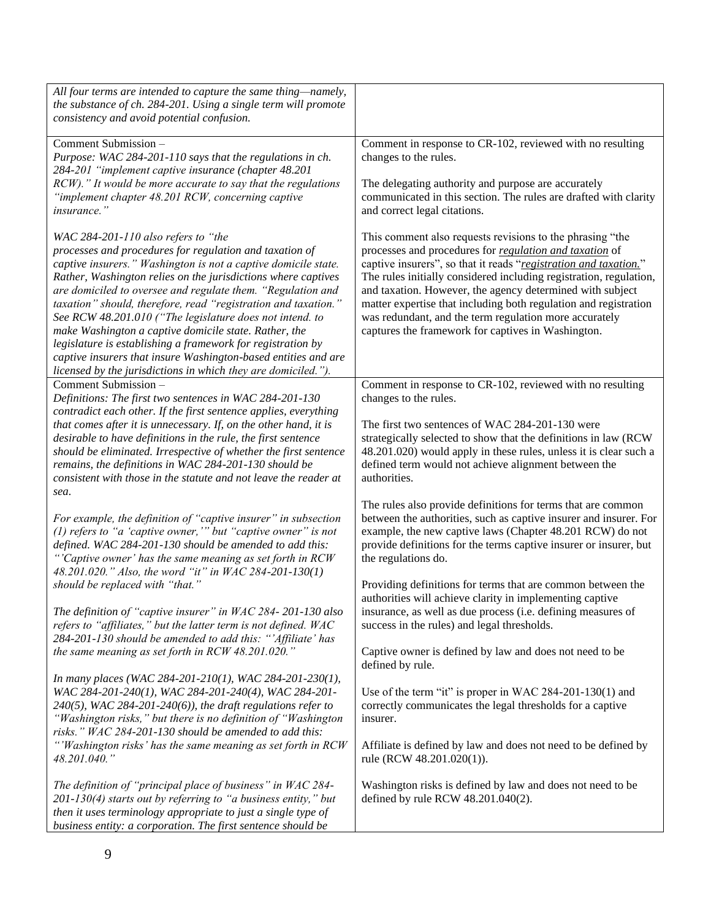| | |
|---|---|
| *All four terms are intended to capture the same thing—namely, the substance of ch. 284-201. Using a single term will promote consistency and avoid potential confusion.* | |
| Comment Submission –<br>*Purpose: WAC 284-201-110 says that the regulations in ch. 284-201 "implement captive insurance (chapter 48.201 RCW)." It would be more accurate to say that the regulations "implement chapter 48.201 RCW, concerning captive insurance."*<br><br>*WAC 284-201-110 also refers to "the processes and procedures for regulation and taxation of captive insurers." Washington is not a captive domicile state. Rather, Washington relies on the jurisdictions where captives are domiciled to oversee and regulate them. "Regulation and taxation" should, therefore, read "registration and taxation." See RCW 48.201.010 ("The legislature does not intend. to make Washington a captive domicile state. Rather, the legislature is establishing a framework for registration by captive insurers that insure Washington-based entities and are licensed by the jurisdictions in which they are domiciled.").* | Comment in response to CR-102, reviewed with no resulting changes to the rules.<br><br>The delegating authority and purpose are accurately communicated in this section. The rules are drafted with clarity and correct legal citations.<br><br>This comment also requests revisions to the phrasing "the processes and procedures for *regulation and taxation* of captive insurers", so that it reads "*registration and taxation.*" The rules initially considered including registration, regulation, and taxation. However, the agency determined with subject matter expertise that including both regulation and registration was redundant, and the term regulation more accurately captures the framework for captives in Washington. |
| Comment Submission –<br>*Definitions: The first two sentences in WAC 284-201-130 contradict each other. If the first sentence applies, everything that comes after it is unnecessary. If, on the other hand, it is desirable to have definitions in the rule, the first sentence should be eliminated. Irrespective of whether the first sentence remains, the definitions in WAC 284-201-130 should be consistent with those in the statute and not leave the reader at sea.*<br><br>*For example, the definition of "captive insurer" in subsection (1) refers to "a 'captive owner,'" but "captive owner" is not defined. WAC 284-201-130 should be amended to add this: "'Captive owner' has the same meaning as set forth in RCW 48.201.020." Also, the word "it" in WAC 284-201-130(1) should be replaced with "that."*<br><br>*The definition of "captive insurer" in WAC 284- 201-130 also refers to "affiliates," but the latter term is not defined. WAC 284-201-130 should be amended to add this: "'Affiliate' has the same meaning as set forth in RCW 48.201.020."*<br><br>*In many places (WAC 284-201-210(1), WAC 284-201-230(1), WAC 284-201-240(1), WAC 284-201-240(4), WAC 284-201-240(5), WAC 284-201-240(6)), the draft regulations refer to "Washington risks," but there is no definition of "Washington risks." WAC 284-201-130 should be amended to add this: "'Washington risks' has the same meaning as set forth in RCW 48.201.040."*<br><br>*The definition of "principal place of business" in WAC 284-201-130(4) starts out by referring to "a business entity," but then it uses terminology appropriate to just a single type of business entity: a corporation. The first sentence should be* | Comment in response to CR-102, reviewed with no resulting changes to the rules.<br><br>The first two sentences of WAC 284-201-130 were strategically selected to show that the definitions in law (RCW 48.201.020) would apply in these rules, unless it is clear such a defined term would not achieve alignment between the authorities.<br><br>The rules also provide definitions for terms that are common between the authorities, such as captive insurer and insurer. For example, the new captive laws (Chapter 48.201 RCW) do not provide definitions for the terms captive insurer or insurer, but the regulations do.<br><br>Providing definitions for terms that are common between the authorities will achieve clarity in implementing captive insurance, as well as due process (i.e. defining measures of success in the rules) and legal thresholds.<br><br>Captive owner is defined by law and does not need to be defined by rule.<br><br>Use of the term "it" is proper in WAC 284-201-130(1) and correctly communicates the legal thresholds for a captive insurer.<br><br>Affiliate is defined by law and does not need to be defined by rule (RCW 48.201.020(1)).<br><br>Washington risks is defined by law and does not need to be defined by rule RCW 48.201.040(2). |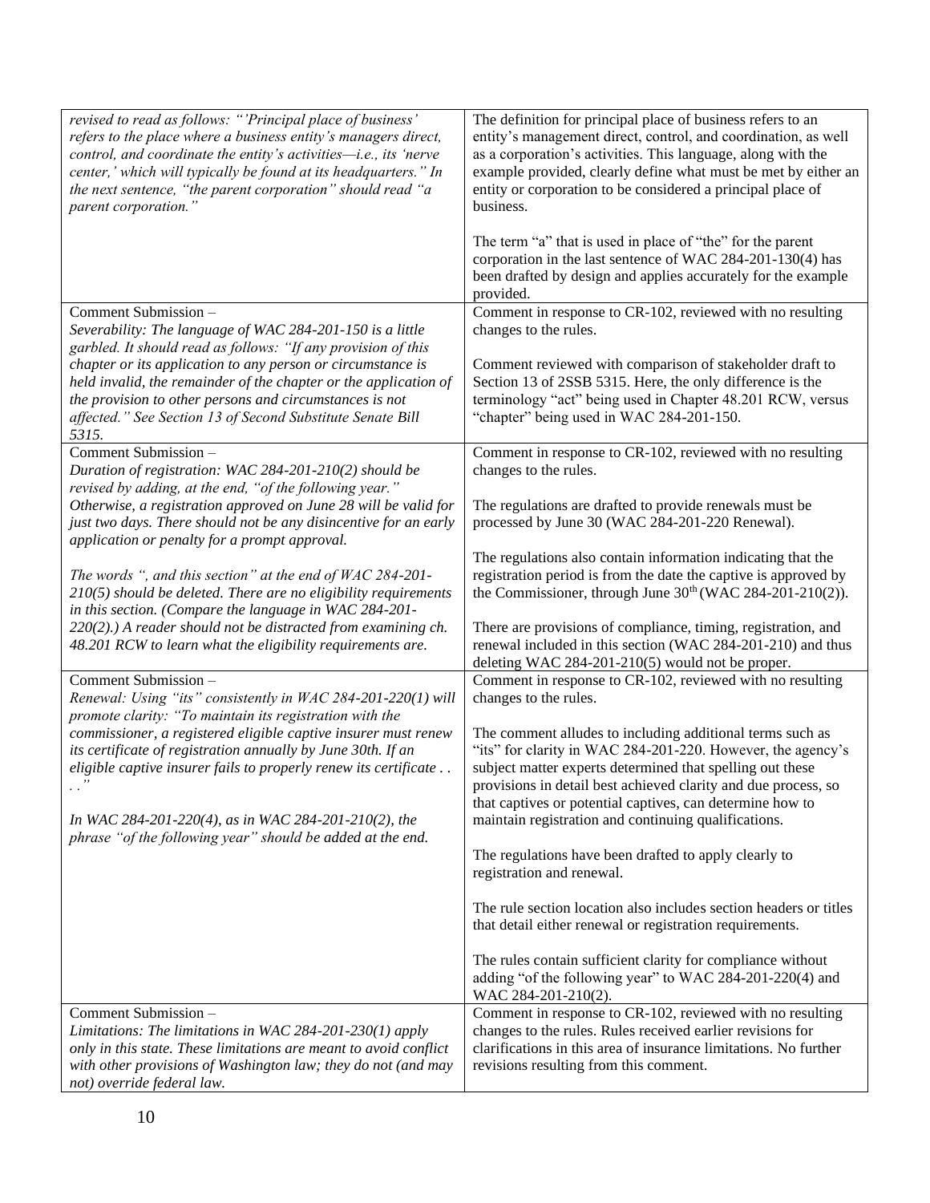| | |
|---|---|
| *revised to read as follows: "'Principal place of business' refers to the place where a business entity's managers direct, control, and coordinate the entity's activities—i.e., its 'nerve center,' which will typically be found at its headquarters." In the next sentence, "the parent corporation" should read "a parent corporation."* | The definition for principal place of business refers to an entity's management direct, control, and coordination, as well as a corporation's activities. This language, along with the example provided, clearly define what must be met by either an entity or corporation to be considered a principal place of business.<br><br>The term "a" that is used in place of "the" for the parent corporation in the last sentence of WAC 284-201-130(4) has been drafted by design and applies accurately for the example provided. |
| Comment Submission –<br>*Severability: The language of WAC 284-201-150 is a little garbled. It should read as follows: "If any provision of this chapter or its application to any person or circumstance is held invalid, the remainder of the chapter or the application of the provision to other persons and circumstances is not affected." See Section 13 of Second Substitute Senate Bill 5315.* | Comment in response to CR-102, reviewed with no resulting changes to the rules.<br><br>Comment reviewed with comparison of stakeholder draft to Section 13 of 2SSB 5315. Here, the only difference is the terminology "act" being used in Chapter 48.201 RCW, versus "chapter" being used in WAC 284-201-150. |
| Comment Submission –<br>*Duration of registration: WAC 284-201-210(2) should be revised by adding, at the end, "of the following year." Otherwise, a registration approved on June 28 will be valid for just two days. There should not be any disincentive for an early application or penalty for a prompt approval.*<br><br>*The words ", and this section" at the end of WAC 284-201-210(5) should be deleted. There are no eligibility requirements in this section. (Compare the language in WAC 284-201-220(2).) A reader should not be distracted from examining ch. 48.201 RCW to learn what the eligibility requirements are.* | Comment in response to CR-102, reviewed with no resulting changes to the rules.<br><br>The regulations are drafted to provide renewals must be processed by June 30 (WAC 284-201-220 Renewal).<br><br>The regulations also contain information indicating that the registration period is from the date the captive is approved by the Commissioner, through June 30th (WAC 284-201-210(2)).<br><br>There are provisions of compliance, timing, registration, and renewal included in this section (WAC 284-201-210) and thus deleting WAC 284-201-210(5) would not be proper. |
| Comment Submission –<br>*Renewal: Using "its" consistently in WAC 284-201-220(1) will promote clarity: "To maintain its registration with the commissioner, a registered eligible captive insurer must renew its certificate of registration annually by June 30th. If an eligible captive insurer fails to properly renew its certificate . . . ."*<br><br>*In WAC 284-201-220(4), as in WAC 284-201-210(2), the phrase "of the following year" should be added at the end.* | Comment in response to CR-102, reviewed with no resulting changes to the rules.<br><br>The comment alludes to including additional terms such as "its" for clarity in WAC 284-201-220. However, the agency's subject matter experts determined that spelling out these provisions in detail best achieved clarity and due process, so that captives or potential captives, can determine how to maintain registration and continuing qualifications.<br><br>The regulations have been drafted to apply clearly to registration and renewal.<br><br>The rule section location also includes section headers or titles that detail either renewal or registration requirements.<br><br>The rules contain sufficient clarity for compliance without adding "of the following year" to WAC 284-201-220(4) and WAC 284-201-210(2). |
| Comment Submission –<br>*Limitations: The limitations in WAC 284-201-230(1) apply only in this state. These limitations are meant to avoid conflict with other provisions of Washington law; they do not (and may not) override federal law.* | Comment in response to CR-102, reviewed with no resulting changes to the rules. Rules received earlier revisions for clarifications in this area of insurance limitations. No further revisions resulting from this comment. |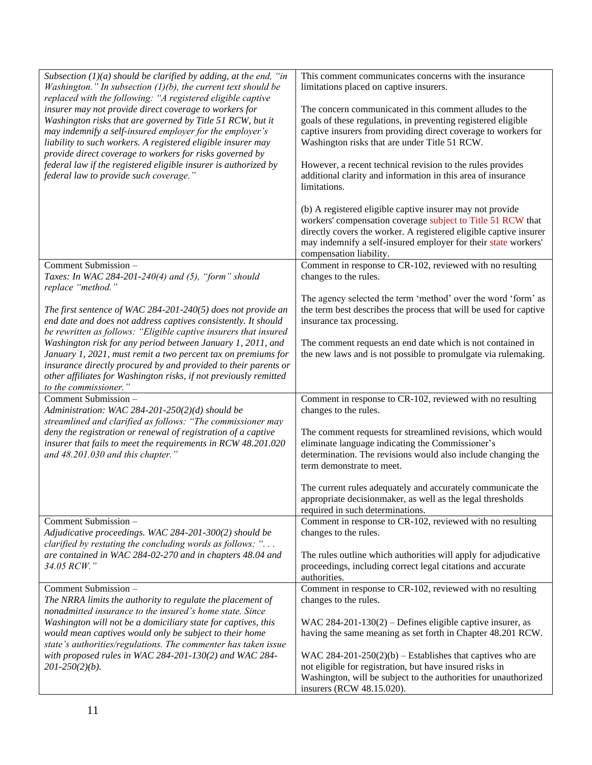| | |
|---|---|
| *Subsection (1)(a) should be clarified by adding, at the end, "in Washington." In subsection (1)(b), the current text should be replaced with the following: "A registered eligible captive insurer may not provide direct coverage to workers for Washington risks that are governed by Title 51 RCW, but it may indemnify a self-insured employer for the employer's liability to such workers. A registered eligible insurer may provide direct coverage to workers for risks governed by federal law if the registered eligible insurer is authorized by federal law to provide such coverage."* | This comment communicates concerns with the insurance limitations placed on captive insurers.<br><br>The concern communicated in this comment alludes to the goals of these regulations, in preventing registered eligible captive insurers from providing direct coverage to workers for Washington risks that are under Title 51 RCW.<br><br>However, a recent technical revision to the rules provides additional clarity and information in this area of insurance limitations.<br><br>(b) A registered eligible captive insurer may not provide workers' compensation coverage subject to Title 51 RCW that directly covers the worker. A registered eligible captive insurer may indemnify a self-insured employer for their state workers' compensation liability. |
| Comment Submission –<br>*Taxes: In WAC 284-201-240(4) and (5), "form" should replace "method."*<br><br>*The first sentence of WAC 284-201-240(5) does not provide an end date and does not address captives consistently. It should be rewritten as follows: "Eligible captive insurers that insured Washington risk for any period between January 1, 2011, and January 1, 2021, must remit a two percent tax on premiums for insurance directly procured by and provided to their parents or other affiliates for Washington risks, if not previously remitted to the commissioner."* | Comment in response to CR-102, reviewed with no resulting changes to the rules.<br><br>The agency selected the term 'method' over the word 'form' as the term best describes the process that will be used for captive insurance tax processing.<br><br>The comment requests an end date which is not contained in the new laws and is not possible to promulgate via rulemaking. |
| Comment Submission –<br>*Administration: WAC 284-201-250(2)(d) should be streamlined and clarified as follows: "The commissioner may deny the registration or renewal of registration of a captive insurer that fails to meet the requirements in RCW 48.201.020 and 48.201.030 and this chapter."* | Comment in response to CR-102, reviewed with no resulting changes to the rules.<br><br>The comment requests for streamlined revisions, which would eliminate language indicating the Commissioner's determination. The revisions would also include changing the term demonstrate to meet.<br><br>The current rules adequately and accurately communicate the appropriate decisionmaker, as well as the legal thresholds required in such determinations. |
| Comment Submission –<br>*Adjudicative proceedings. WAC 284-201-300(2) should be clarified by restating the concluding words as follows: ". . . are contained in WAC 284-02-270 and in chapters 48.04 and 34.05 RCW."* | Comment in response to CR-102, reviewed with no resulting changes to the rules.<br><br>The rules outline which authorities will apply for adjudicative proceedings, including correct legal citations and accurate authorities. |
| Comment Submission –<br>*The NRRA limits the authority to regulate the placement of nonadmitted insurance to the insured's home state. Since Washington will not be a domiciliary state for captives, this would mean captives would only be subject to their home state's authorities/regulations. The commenter has taken issue with proposed rules in WAC 284-201-130(2) and WAC 284-201-250(2)(b).* | Comment in response to CR-102, reviewed with no resulting changes to the rules.<br><br>WAC 284-201-130(2) – Defines eligible captive insurer, as having the same meaning as set forth in Chapter 48.201 RCW.<br><br>WAC 284-201-250(2)(b) – Establishes that captives who are not eligible for registration, but have insured risks in Washington, will be subject to the authorities for unauthorized insurers (RCW 48.15.020). |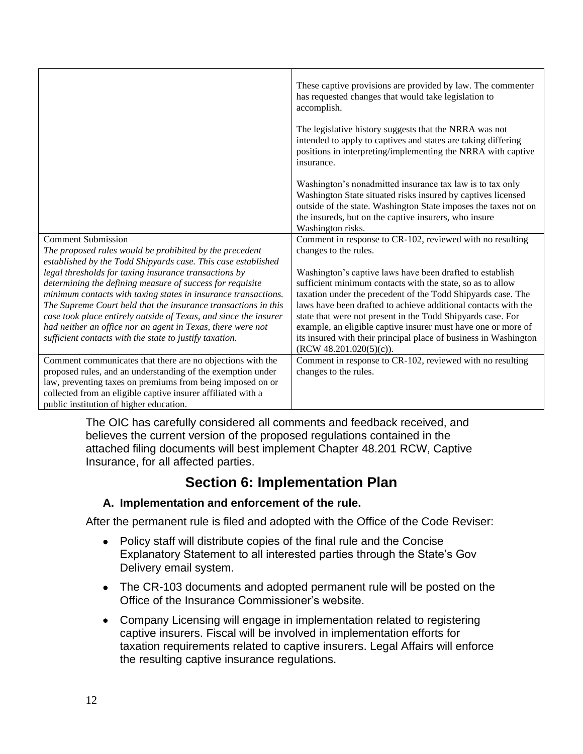| | |
|---|---|
| | These captive provisions are provided by law. The commenter has requested changes that would take legislation to accomplish.<br><br>The legislative history suggests that the NRRA was not intended to apply to captives and states are taking differing positions in interpreting/implementing the NRRA with captive insurance.<br><br>Washington's nonadmitted insurance tax law is to tax only Washington State situated risks insured by captives licensed outside of the state. Washington State imposes the taxes not on the insureds, but on the captive insurers, who insure Washington risks. |
| Comment Submission –<br>*The proposed rules would be prohibited by the precedent established by the Todd Shipyards case. This case established legal thresholds for taxing insurance transactions by determining the defining measure of success for requisite minimum contacts with taxing states in insurance transactions. The Supreme Court held that the insurance transactions in this case took place entirely outside of Texas, and since the insurer had neither an office nor an agent in Texas, there were not sufficient contacts with the state to justify taxation.* | Comment in response to CR-102, reviewed with no resulting changes to the rules.<br><br>Washington's captive laws have been drafted to establish sufficient minimum contacts with the state, so as to allow taxation under the precedent of the Todd Shipyards case. The laws have been drafted to achieve additional contacts with the state that were not present in the Todd Shipyards case. For example, an eligible captive insurer must have one or more of its insured with their principal place of business in Washington (RCW 48.201.020(5)(c)). |
| Comment communicates that there are no objections with the proposed rules, and an understanding of the exemption under law, preventing taxes on premiums from being imposed on or collected from an eligible captive insurer affiliated with a public institution of higher education. | Comment in response to CR-102, reviewed with no resulting changes to the rules. |

The OIC has carefully considered all comments and feedback received, and believes the current version of the proposed regulations contained in the attached filing documents will best implement Chapter 48.201 RCW, Captive Insurance, for all affected parties.

## Section 6: Implementation Plan

### A. Implementation and enforcement of the rule.

After the permanent rule is filed and adopted with the Office of the Code Reviser:

- Policy staff will distribute copies of the final rule and the Concise Explanatory Statement to all interested parties through the State's Gov Delivery email system.
- The CR-103 documents and adopted permanent rule will be posted on the Office of the Insurance Commissioner's website.
- Company Licensing will engage in implementation related to registering captive insurers. Fiscal will be involved in implementation efforts for taxation requirements related to captive insurers. Legal Affairs will enforce the resulting captive insurance regulations.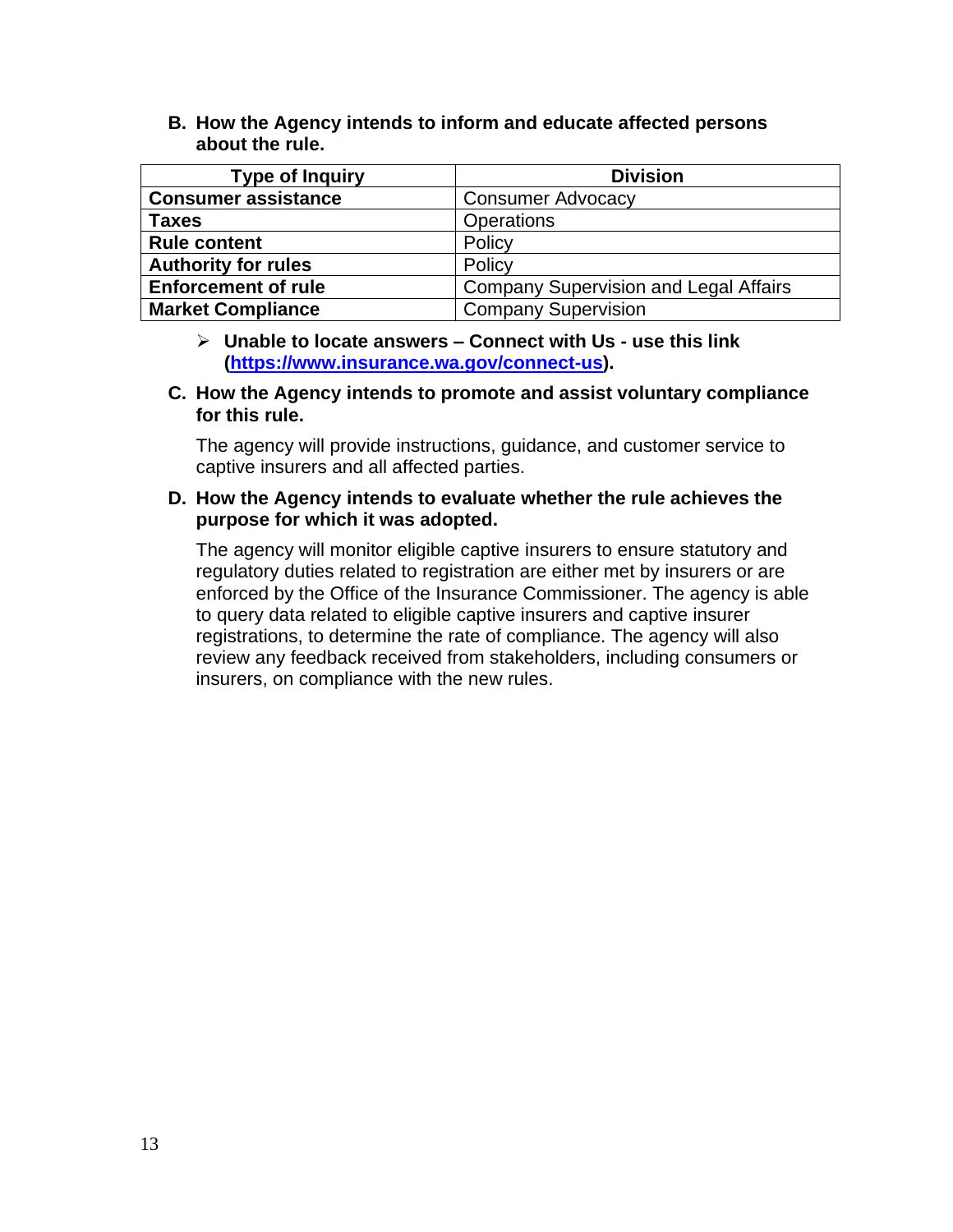### B. How the Agency intends to inform and educate affected persons about the rule.

| Type of Inquiry | Division |
|---|---|
| **Consumer assistance** | Consumer Advocacy |
| **Taxes** | Operations |
| **Rule content** | Policy |
| **Authority for rules** | Policy |
| **Enforcement of rule** | Company Supervision and Legal Affairs |
| **Market Compliance** | Company Supervision |

- **Unable to locate answers – Connect with Us - use this link ([https://www.insurance.wa.gov/connect-us](https://www.insurance.wa.gov/connect-us)).**

### C. How the Agency intends to promote and assist voluntary compliance for this rule.

The agency will provide instructions, guidance, and customer service to captive insurers and all affected parties.

### D. How the Agency intends to evaluate whether the rule achieves the purpose for which it was adopted.

The agency will monitor eligible captive insurers to ensure statutory and regulatory duties related to registration are either met by insurers or are enforced by the Office of the Insurance Commissioner. The agency is able to query data related to eligible captive insurers and captive insurer registrations, to determine the rate of compliance. The agency will also review any feedback received from stakeholders, including consumers or insurers, on compliance with the new rules.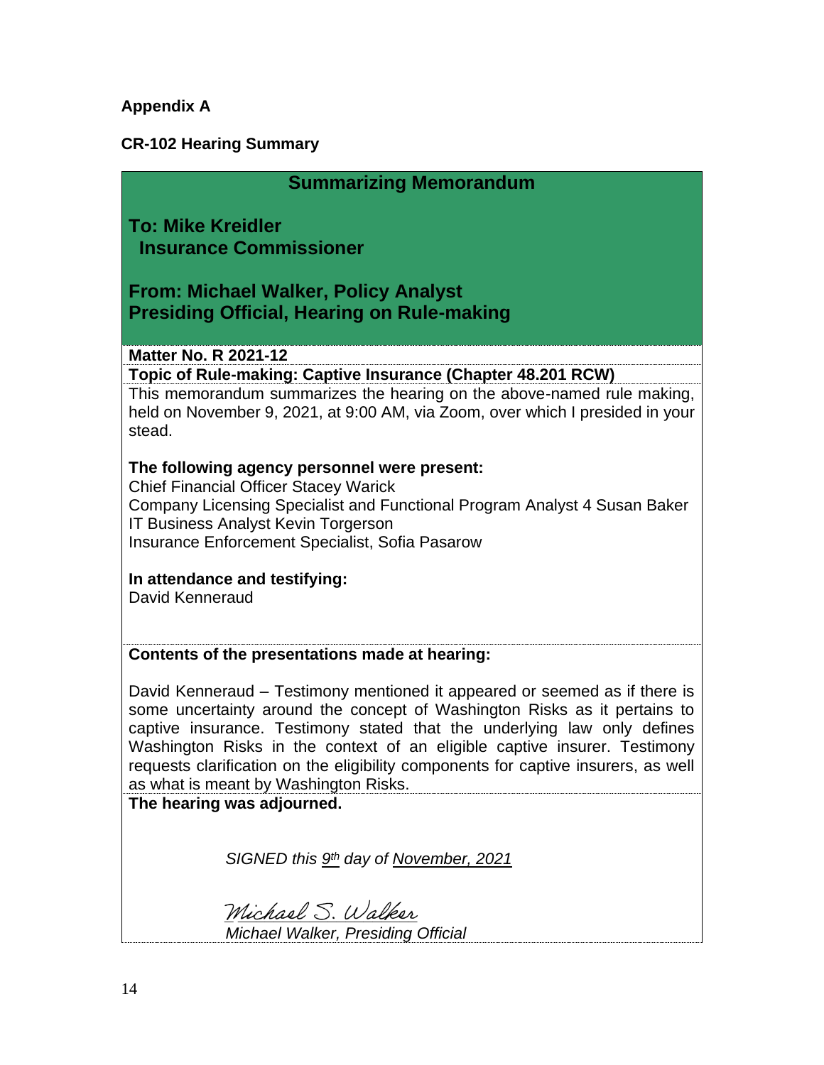**Appendix A**

**CR-102 Hearing Summary**

## Summarizing Memorandum

**To: Mike Kreidler**
**Insurance Commissioner**

**From: Michael Walker, Policy Analyst**
**Presiding Official, Hearing on Rule-making**

**Matter No. R 2021-12**

**Topic of Rule-making: Captive Insurance (Chapter 48.201 RCW)**

This memorandum summarizes the hearing on the above-named rule making, held on November 9, 2021, at 9:00 AM, via Zoom, over which I presided in your stead.

**The following agency personnel were present:**

Chief Financial Officer Stacey Warick
Company Licensing Specialist and Functional Program Analyst 4 Susan Baker
IT Business Analyst Kevin Torgerson
Insurance Enforcement Specialist, Sofia Pasarow

**In attendance and testifying:**

David Kenneraud

**Contents of the presentations made at hearing:**

David Kenneraud – Testimony mentioned it appeared or seemed as if there is some uncertainty around the concept of Washington Risks as it pertains to captive insurance. Testimony stated that the underlying law only defines Washington Risks in the context of an eligible captive insurer. Testimony requests clarification on the eligibility components for captive insurers, as well as what is meant by Washington Risks.

**The hearing was adjourned.**

*SIGNED this 9th day of November, 2021*

Michael S. Walker
*Michael Walker, Presiding Official*